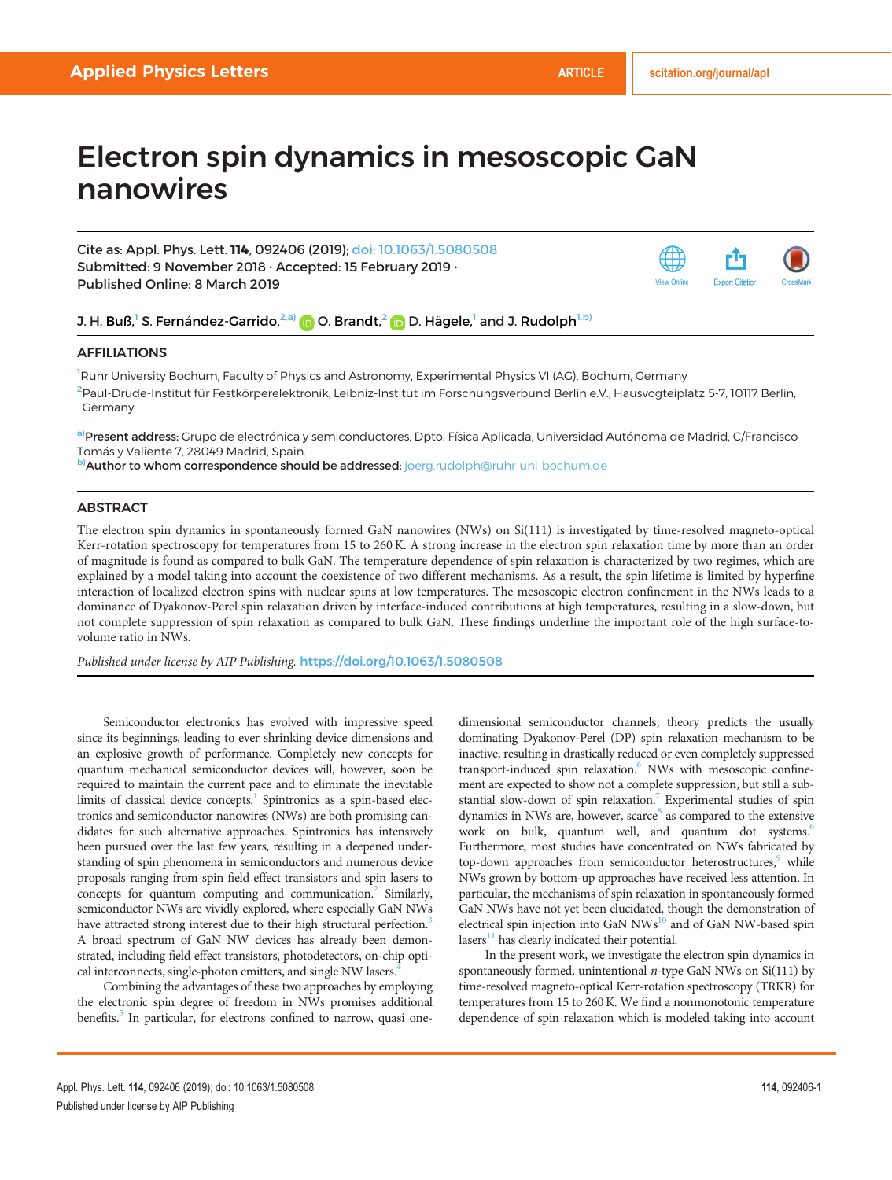# Electron spin dynamics in mesoscopic GaN nanowires

Cite as: Appl. Phys. Lett. **114**, 092406 (2019); doi: 10.1063/1.5080508
Submitted: 9 November 2018 · Accepted: 15 February 2019 ·
Published Online: 8 March 2019

J. H. Buß,[1] S. Fernández-Garrido,[2,a)] O. Brandt,[2] D. Hägele,[1] and J. Rudolph[1,b)]

## AFFILIATIONS

[1]Ruhr University Bochum, Faculty of Physics and Astronomy, Experimental Physics VI (AG), Bochum, Germany

[2]Paul-Drude-Institut für Festkörperelektronik, Leibniz-Institut im Forschungsverbund Berlin e.V., Hausvogteiplatz 5-7, 10117 Berlin, Germany

[a)]**Present address:** Grupo de electrónica y semiconductores, Dpto. Física Aplicada, Universidad Autónoma de Madrid, C/Francisco Tomás y Valiente 7, 28049 Madrid, Spain.

[b)]**Author to whom correspondence should be addressed:** joerg.rudolph@ruhr-uni-bochum.de

## ABSTRACT

The electron spin dynamics in spontaneously formed GaN nanowires (NWs) on Si(111) is investigated by time-resolved magneto-optical Kerr-rotation spectroscopy for temperatures from 15 to 260 K. A strong increase in the electron spin relaxation time by more than an order of magnitude is found as compared to bulk GaN. The temperature dependence of spin relaxation is characterized by two regimes, which are explained by a model taking into account the coexistence of two different mechanisms. As a result, the spin lifetime is limited by hyperfine interaction of localized electron spins with nuclear spins at low temperatures. The mesoscopic electron confinement in the NWs leads to a dominance of Dyakonov-Perel spin relaxation driven by interface-induced contributions at high temperatures, resulting in a slow-down, but not complete suppression of spin relaxation as compared to bulk GaN. These findings underline the important role of the high surface-to-volume ratio in NWs.

*Published under license by AIP Publishing.* https://doi.org/10.1063/1.5080508

Semiconductor electronics has evolved with impressive speed since its beginnings, leading to ever shrinking device dimensions and an explosive growth of performance. Completely new concepts for quantum mechanical semiconductor devices will, however, soon be required to maintain the current pace and to eliminate the inevitable limits of classical device concepts.[1] Spintronics as a spin-based electronics and semiconductor nanowires (NWs) are both promising candidates for such alternative approaches. Spintronics has intensively been pursued over the last few years, resulting in a deepened understanding of spin phenomena in semiconductors and numerous device proposals ranging from spin field effect transistors and spin lasers to concepts for quantum computing and communication.[2] Similarly, semiconductor NWs are vividly explored, where especially GaN NWs have attracted strong interest due to their high structural perfection.[3] A broad spectrum of GaN NW devices has already been demonstrated, including field effect transistors, photodetectors, on-chip optical interconnects, single-photon emitters, and single NW lasers.[4]

Combining the advantages of these two approaches by employing the electronic spin degree of freedom in NWs promises additional benefits.[5] In particular, for electrons confined to narrow, quasi one-dimensional semiconductor channels, theory predicts the usually dominating Dyakonov-Perel (DP) spin relaxation mechanism to be inactive, resulting in drastically reduced or even completely suppressed transport-induced spin relaxation.[6] NWs with mesoscopic confinement are expected to show not a complete suppression, but still a substantial slow-down of spin relaxation.[7] Experimental studies of spin dynamics in NWs are, however, scarce[8] as compared to the extensive work on bulk, quantum well, and quantum dot systems.[6] Furthermore, most studies have concentrated on NWs fabricated by top-down approaches from semiconductor heterostructures,[9] while NWs grown by bottom-up approaches have received less attention. In particular, the mechanisms of spin relaxation in spontaneously formed GaN NWs have not yet been elucidated, though the demonstration of electrical spin injection into GaN NWs[10] and of GaN NW-based spin lasers[11] has clearly indicated their potential.

In the present work, we investigate the electron spin dynamics in spontaneously formed, unintentional *n*-type GaN NWs on Si(111) by time-resolved magneto-optical Kerr-rotation spectroscopy (TRKR) for temperatures from 15 to 260 K. We find a nonmonotonic temperature dependence of spin relaxation which is modeled taking into account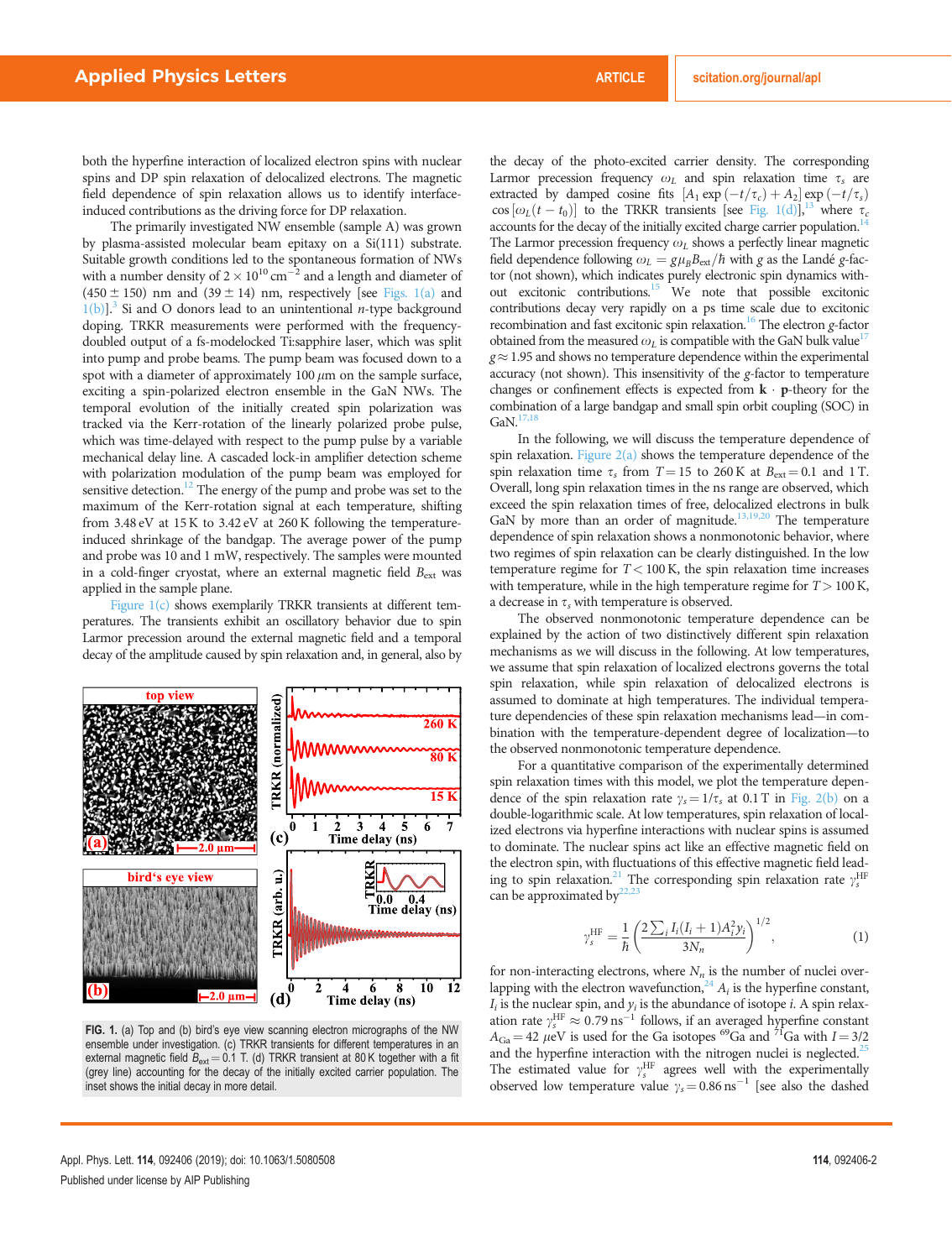both the hyperfine interaction of localized electron spins with nuclear spins and DP spin relaxation of delocalized electrons. The magnetic field dependence of spin relaxation allows us to identify interface-induced contributions as the driving force for DP relaxation.

The primarily investigated NW ensemble (sample A) was grown by plasma-assisted molecular beam epitaxy on a Si(111) substrate. Suitable growth conditions led to the spontaneous formation of NWs with a number density of $2 \times 10^{10}\,\mathrm{cm}^{-2}$ and a length and diameter of $(450 \pm 150)$ nm and $(39 \pm 14)$ nm, respectively [see Figs. 1(a) and 1(b)].[3] Si and O donors lead to an unintentional $n$-type background doping. TRKR measurements were performed with the frequency-doubled output of a fs-modelocked Ti:sapphire laser, which was split into pump and probe beams. The pump beam was focused down to a spot with a diameter of approximately 100 $\mu$m on the sample surface, exciting a spin-polarized electron ensemble in the GaN NWs. The temporal evolution of the initially created spin polarization was tracked via the Kerr-rotation of the linearly polarized probe pulse, which was time-delayed with respect to the pump pulse by a variable mechanical delay line. A cascaded lock-in amplifier detection scheme with polarization modulation of the pump beam was employed for sensitive detection.[12] The energy of the pump and probe was set to the maximum of the Kerr-rotation signal at each temperature, shifting from 3.48 eV at 15 K to 3.42 eV at 260 K following the temperature-induced shrinkage of the bandgap. The average power of the pump and probe was 10 and 1 mW, respectively. The samples were mounted in a cold-finger cryostat, where an external magnetic field $B_{\mathrm{ext}}$ was applied in the sample plane.

Figure 1(c) shows exemplarily TRKR transients at different temperatures. The transients exhibit an oscillatory behavior due to spin Larmor precession around the external magnetic field and a temporal decay of the amplitude caused by spin relaxation and, in general, also by the decay of the photo-excited carrier density. The corresponding Larmor precession frequency $\omega_L$ and spin relaxation time $\tau_s$ are extracted by damped cosine fits $[A_1 \exp(-t/\tau_c) + A_2] \exp(-t/\tau_s) \cos[\omega_L(t - t_0)]$ to the TRKR transients [see Fig. 1(d)],[13] where $\tau_c$ accounts for the decay of the initially excited charge carrier population.[14] The Larmor precession frequency $\omega_L$ shows a perfectly linear magnetic field dependence following $\omega_L = g\mu_B B_{\mathrm{ext}}/\hbar$ with $g$ as the Landé $g$-factor (not shown), which indicates purely electronic spin dynamics without excitonic contributions.[15] We note that possible excitonic contributions decay very rapidly on a ps time scale due to excitonic recombination and fast excitonic spin relaxation.[16] The electron $g$-factor obtained from the measured $\omega_L$ is compatible with the GaN bulk value[17] $g \approx 1.95$ and shows no temperature dependence within the experimental accuracy (not shown). This insensitivity of the $g$-factor to temperature changes or confinement effects is expected from $\mathbf{k} \cdot \mathbf{p}$-theory for the combination of a large bandgap and small spin orbit coupling (SOC) in GaN.[17,18]

FIG. 1. (a) Top and (b) bird's eye view scanning electron micrographs of the NW ensemble under investigation. (c) TRKR transients for different temperatures in an external magnetic field $B_{\mathrm{ext}} = 0.1$ T. (d) TRKR transient at 80 K together with a fit (grey line) accounting for the decay of the initially excited carrier population. The inset shows the initial decay in more detail.

In the following, we will discuss the temperature dependence of spin relaxation. Figure 2(a) shows the temperature dependence of the spin relaxation time $\tau_s$ from $T = 15$ to 260 K at $B_{\mathrm{ext}} = 0.1$ and 1 T. Overall, long spin relaxation times in the ns range are observed, which exceed the spin relaxation times of free, delocalized electrons in bulk GaN by more than an order of magnitude.[13,19,20] The temperature dependence of spin relaxation shows a nonmonotonic behavior, where two regimes of spin relaxation can be clearly distinguished. In the low temperature regime for $T < 100$ K, the spin relaxation time increases with temperature, while in the high temperature regime for $T > 100$ K, a decrease in $\tau_s$ with temperature is observed.

The observed nonmonotonic temperature dependence can be explained by the action of two distinctively different spin relaxation mechanisms as we will discuss in the following. At low temperatures, we assume that spin relaxation of localized electrons governs the total spin relaxation, while spin relaxation of delocalized electrons is assumed to dominate at high temperatures. The individual temperature dependences of these spin relaxation mechanisms lead—in combination with the temperature-dependent degree of localization—to the observed nonmonotonic temperature dependence.

For a quantitative comparison of the experimentally determined spin relaxation times with this model, we plot the temperature dependence of the spin relaxation rate $\gamma_s = 1/\tau_s$ at 0.1 T in Fig. 2(b) on a double-logarithmic scale. At low temperatures, spin relaxation of localized electrons via hyperfine interactions with nuclear spins is assumed to dominate. The nuclear spins act like an effective magnetic field on the electron spin, with fluctuations of this effective magnetic field leading to spin relaxation.[21] The corresponding spin relaxation rate $\gamma_s^{\mathrm{HF}}$ can be approximated by[22,23]

$$\gamma_s^{\mathrm{HF}} = \frac{1}{\hbar}\left(\frac{2\sum_i I_i(I_i+1)A_i^2 y_i}{3N_n}\right)^{1/2}, \tag{1}$$

for non-interacting electrons, where $N_n$ is the number of nuclei overlapping with the electron wavefunction,[24] $A_i$ is the hyperfine constant, $I_i$ is the nuclear spin, and $y_i$ is the abundance of isotope $i$. A spin relaxation rate $\gamma_s^{\mathrm{HF}} \approx 0.79\,\mathrm{ns}^{-1}$ follows, if an averaged hyperfine constant $A_{\mathrm{Ga}} = 42\,\mu$eV is used for the Ga isotopes $^{69}$Ga and $^{71}$Ga with $I = 3/2$ and the hyperfine interaction with the nitrogen nuclei is neglected.[25] The estimated value for $\gamma_s^{\mathrm{HF}}$ agrees well with the experimentally observed low temperature value $\gamma_s = 0.86\,\mathrm{ns}^{-1}$ [see also the dashed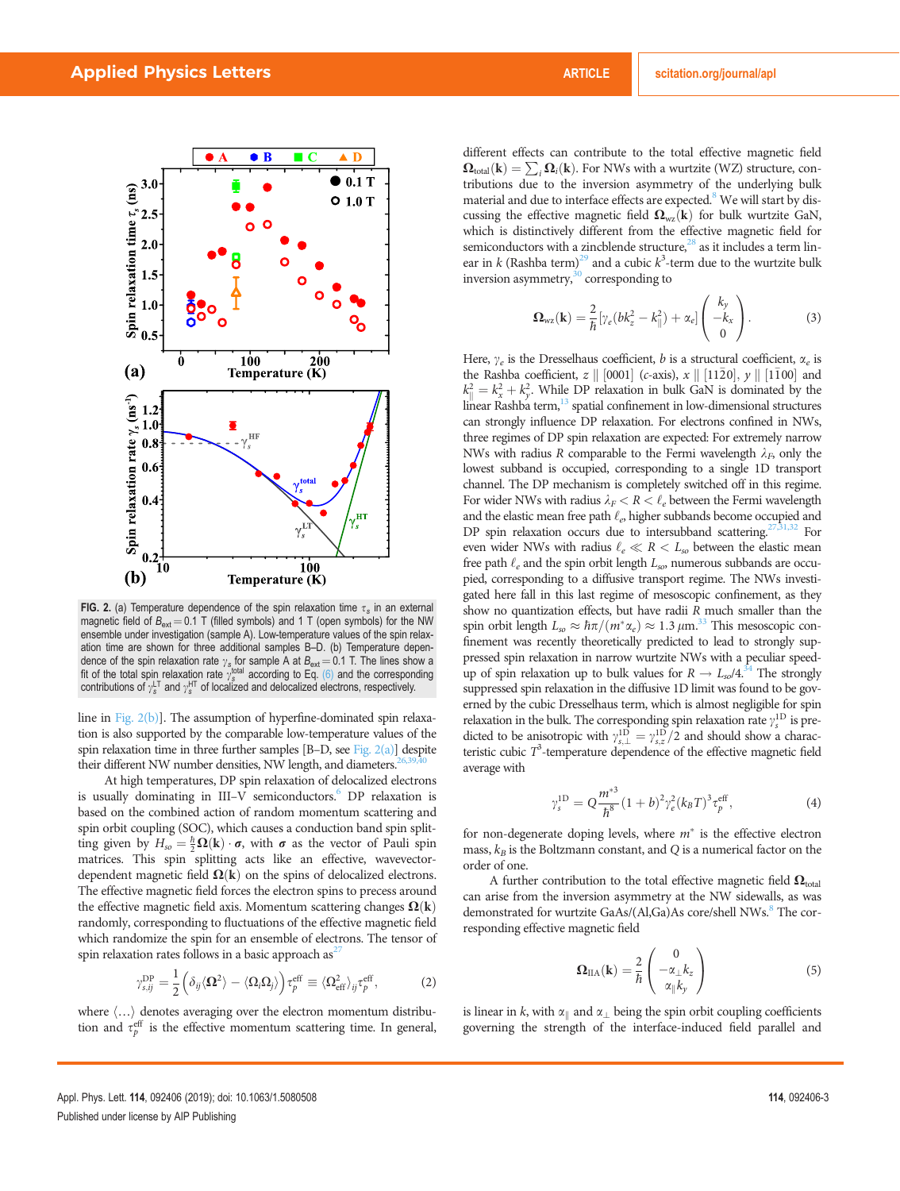FIG. 2. (a) Temperature dependence of the spin relaxation time $\tau_s$ in an external magnetic field of $B_{ext} = 0.1$ T (filled symbols) and 1 T (open symbols) for the NW ensemble under investigation (sample A). Low-temperature values of the spin relaxation time are shown for three additional samples B–D. (b) Temperature dependence of the spin relaxation rate $\gamma_s$ for sample A at $B_{ext} = 0.1$ T. The lines show a fit of the total spin relaxation rate $\gamma_s^{total}$ according to Eq. (6) and the corresponding contributions of $\gamma_s^{LT}$ and $\gamma_s^{HT}$ of localized and delocalized electrons, respectively.

line in Fig. 2(b)]. The assumption of hyperfine-dominated spin relaxation is also supported by the comparable low-temperature values of the spin relaxation time in three further samples [B–D, see Fig. 2(a)] despite their different NW number densities, NW length, and diameters.[26,39,40]

At high temperatures, DP spin relaxation of delocalized electrons is usually dominating in III–V semiconductors.[6] DP relaxation is based on the combined action of random momentum scattering and spin orbit coupling (SOC), which causes a conduction band spin splitting given by $H_{so} = \frac{\hbar}{2}\mathbf{\Omega}(\mathbf{k}) \cdot \boldsymbol{\sigma}$, with $\boldsymbol{\sigma}$ as the vector of Pauli spin matrices. This spin splitting acts like an effective, wavevector-dependent magnetic field $\mathbf{\Omega}(\mathbf{k})$ on the spins of delocalized electrons. The effective magnetic field forces the electron spins to precess around the effective magnetic field axis. Momentum scattering changes $\mathbf{\Omega}(\mathbf{k})$ randomly, corresponding to fluctuations of the effective magnetic field which randomize the spin for an ensemble of electrons. The tensor of spin relaxation rates follows in a basic approach as[27]

$$\gamma_{s,ij}^{DP} = \frac{1}{2}\left(\delta_{ij}\langle \mathbf{\Omega}^2\rangle - \langle \Omega_i \Omega_j\rangle\right)\tau_p^{eff} \equiv \langle \Omega_{eff}^2\rangle_{ij}\tau_p^{eff}, \tag{2}$$

where $\langle \ldots \rangle$ denotes averaging over the electron momentum distribution and $\tau_p^{eff}$ is the effective momentum scattering time. In general, different effects can contribute to the total effective magnetic field $\mathbf{\Omega}_{total}(\mathbf{k}) = \sum_i \mathbf{\Omega}_i(\mathbf{k})$. For NWs with a wurtzite (WZ) structure, contributions due to the inversion asymmetry of the underlying bulk material and due to interface effects are expected.[8] We will start by discussing the effective magnetic field $\mathbf{\Omega}_{wz}(\mathbf{k})$ for bulk wurtzite GaN, which is distinctively different from the effective magnetic field for semiconductors with a zincblende structure,[28] as it includes a term linear in $k$ (Rashba term)[29] and a cubic $k^3$-term due to the wurtzite bulk inversion asymmetry,[30] corresponding to

$$\mathbf{\Omega}_{wz}(\mathbf{k}) = \frac{2}{\hbar}[\gamma_e(bk_z^2 - k_\parallel^2) + \alpha_e]\begin{pmatrix} k_y \\ -k_x \\ 0 \end{pmatrix}. \tag{3}$$

Here, $\gamma_e$ is the Dresselhaus coefficient, $b$ is a structural coefficient, $\alpha_e$ is the Rashba coefficient, $z \parallel [0001]$ ($c$-axis), $x \parallel [11\bar{2}0]$, $y \parallel [1\bar{1}00]$ and $k_\parallel^2 = k_x^2 + k_y^2$. While DP relaxation in bulk GaN is dominated by the linear Rashba term,[13] spatial confinement in low-dimensional structures can strongly influence DP relaxation. For electrons confined in NWs, three regimes of DP spin relaxation are expected: For extremely narrow NWs with radius $R$ comparable to the Fermi wavelength $\lambda_F$, only the lowest subband is occupied, corresponding to a single 1D transport channel. The DP mechanism is completely switched off in this regime. For wider NWs with radius $\lambda_F < R < \ell_e$ between the Fermi wavelength and the elastic mean free path $\ell_e$, higher subbands become occupied and DP spin relaxation occurs due to intersubband scattering.[27,31,32] For even wider NWs with radius $\ell_e \ll R < L_{so}$ between the elastic mean free path $\ell_e$ and the spin orbit length $L_{so}$, numerous subbands are occupied, corresponding to a diffusive transport regime. The NWs investigated here fall in this last regime of mesoscopic confinement, as they show no quantization effects, but have radii $R$ much smaller than the spin orbit length $L_{so} \approx \hbar\pi/(m^*\alpha_e) \approx 1.3\,\mu$m.[33] This mesoscopic confinement was recently theoretically predicted to lead to strongly suppressed spin relaxation in narrow wurtzite NWs with a peculiar speed-up of spin relaxation up to bulk values for $R \to L_{so}/4$.[34] The strongly suppressed spin relaxation in the diffusive 1D limit was found to be governed by the cubic Dresselhaus term, which is almost negligible for spin relaxation in the bulk. The corresponding spin relaxation rate $\gamma_s^{1D}$ is predicted to be anisotropic with $\gamma_{s,\perp}^{1D} = \gamma_{s,z}^{1D}/2$ and should show a characteristic cubic $T^3$-temperature dependence of the effective magnetic field average with

$$\gamma_s^{1D} = Q\frac{m^{*3}}{\hbar^8}(1+b)^2\gamma_e^2(k_B T)^3\tau_p^{eff}, \tag{4}$$

for non-degenerate doping levels, where $m^*$ is the effective electron mass, $k_B$ is the Boltzmann constant, and $Q$ is a numerical factor on the order of one.

A further contribution to the total effective magnetic field $\mathbf{\Omega}_{total}$ can arise from the inversion asymmetry at the NW sidewalls, as was demonstrated for wurtzite GaAs/(Al,Ga)As core/shell NWs.[8] The corresponding effective magnetic field

$$\mathbf{\Omega}_{IIA}(\mathbf{k}) = \frac{2}{\hbar}\begin{pmatrix} 0 \\ -\alpha_\perp k_z \\ \alpha_\parallel k_y \end{pmatrix} \tag{5}$$

is linear in $k$, with $\alpha_\parallel$ and $\alpha_\perp$ being the spin orbit coupling coefficients governing the strength of the interface-induced field parallel and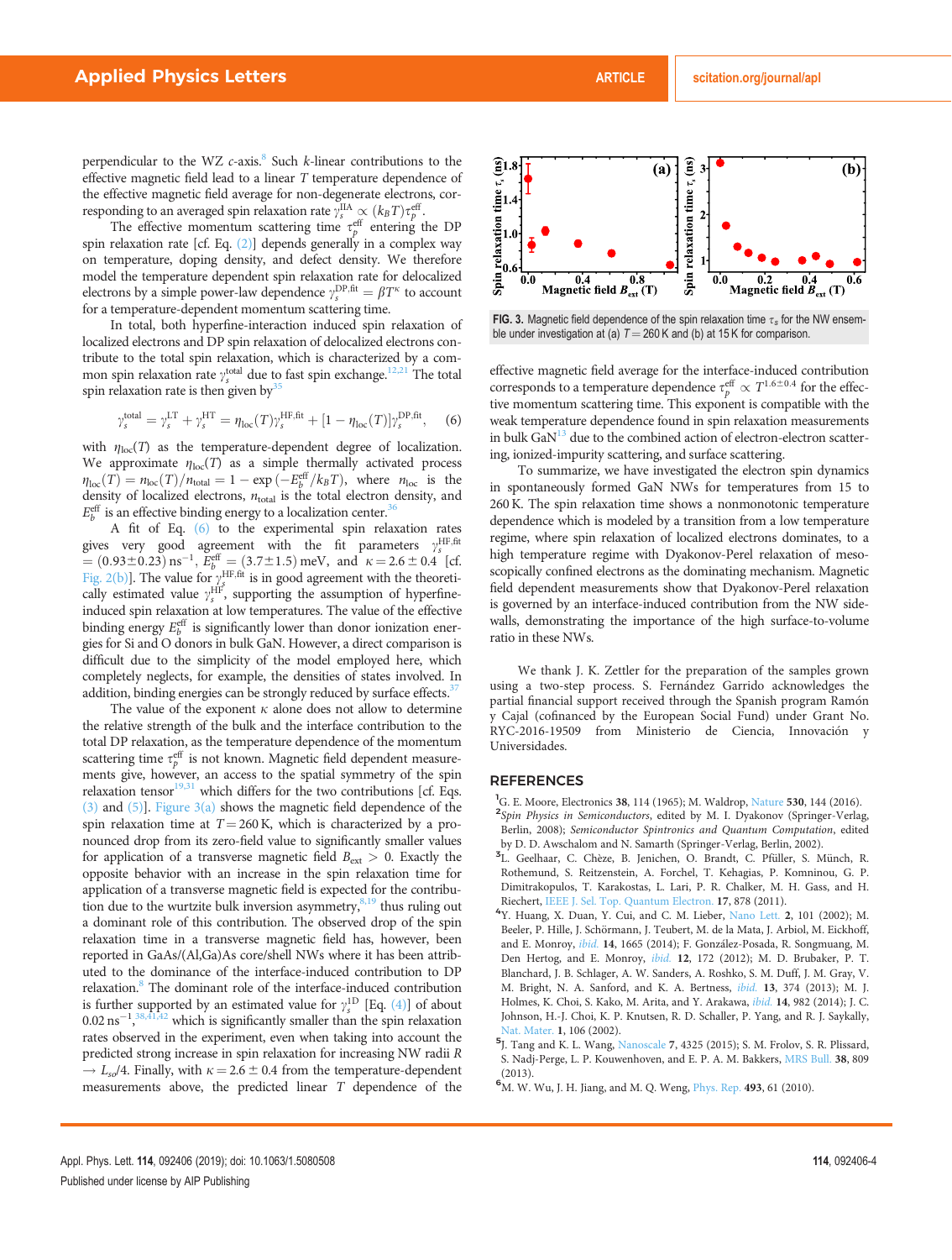perpendicular to the WZ $c$-axis.[8] Such $k$-linear contributions to the effective magnetic field lead to a linear $T$ temperature dependence of the effective magnetic field average for non-degenerate electrons, corresponding to an averaged spin relaxation rate $\gamma_s^{\text{IIA}} \propto (k_B T)\tau_p^{\text{eff}}$.

The effective momentum scattering time $\tau_p^{\text{eff}}$ entering the DP spin relaxation rate [cf. Eq. (2)] depends generally in a complex way on temperature, doping density, and defect density. We therefore model the temperature dependent spin relaxation rate for delocalized electrons by a simple power-law dependence $\gamma_s^{\text{DP,fit}} = \beta T^{\kappa}$ to account for a temperature-dependent momentum scattering time.

In total, both hyperfine-interaction induced spin relaxation of localized electrons and DP spin relaxation of delocalized electrons contribute to the total spin relaxation, which is characterized by a common spin relaxation rate $\gamma_s^{\text{total}}$ due to fast spin exchange.[12,21] The total spin relaxation rate is then given by[35]

$$\gamma_s^{\text{total}} = \gamma_s^{\text{LT}} + \gamma_s^{\text{HT}} = \eta_{\text{loc}}(T)\gamma_s^{\text{HF,fit}} + [1 - \eta_{\text{loc}}(T)]\gamma_s^{\text{DP,fit}}, \quad (6)$$

with $\eta_{\text{loc}}(T)$ as the temperature-dependent degree of localization. We approximate $\eta_{\text{loc}}(T)$ as a simple thermally activated process $\eta_{\text{loc}}(T) = n_{\text{loc}}(T)/n_{\text{total}} = 1 - \exp(-E_b^{\text{eff}}/k_B T)$, where $n_{\text{loc}}$ is the density of localized electrons, $n_{\text{total}}$ is the total electron density, and $E_b^{\text{eff}}$ is an effective binding energy to a localization center.[36]

A fit of Eq. (6) to the experimental spin relaxation rates gives very good agreement with the fit parameters $\gamma_s^{\text{HF,fit}} = (0.93 \pm 0.23)\ \text{ns}^{-1}$, $E_b^{\text{eff}} = (3.7 \pm 1.5)$ meV, and $\kappa = 2.6 \pm 0.4$ [cf. Fig. 2(b)]. The value for $\gamma_s^{\text{HF,fit}}$ is in good agreement with the theoretically estimated value $\gamma_s^{\text{HF}}$, supporting the assumption of hyperfine-induced spin relaxation at low temperatures. The value of the effective binding energy $E_b^{\text{eff}}$ is significantly lower than donor ionization energies for Si and O donors in bulk GaN. However, a direct comparison is difficult due to the simplicity of the model employed here, which completely neglects, for example, the densities of states involved. In addition, binding energies can be strongly reduced by surface effects.[37]

The value of the exponent $\kappa$ alone does not allow to determine the relative strength of the bulk and the interface contribution to the total DP relaxation, as the temperature dependence of the momentum scattering time $\tau_p^{\text{eff}}$ is not known. Magnetic field dependent measurements give, however, an access to the spatial symmetry of the spin relaxation tensor[19,31] which differs for the two contributions [cf. Eqs. (3) and (5)]. Figure 3(a) shows the magnetic field dependence of the spin relaxation time at $T = 260$ K, which is characterized by a pronounced drop from its zero-field value to significantly smaller values for application of a transverse magnetic field $B_{\text{ext}} > 0$. Exactly the opposite behavior with an increase in the spin relaxation time for application of a transverse magnetic field is expected for the contribution due to the wurtzite bulk inversion asymmetry,[8,19] thus ruling out a dominant role of this contribution. The observed drop of the spin relaxation time in a transverse magnetic field has, however, been reported in GaAs/(Al,Ga)As core/shell NWs where it has been attributed to the dominance of the interface-induced contribution to DP relaxation.[8] The dominant role of the interface-induced contribution is further supported by an estimated value for $\gamma_s^{\text{1D}}$ [Eq. (4)] of about $0.02\ \text{ns}^{-1}$,[38,41,42] which is significantly smaller than the spin relaxation rates observed in the experiment, even when taking into account the predicted strong increase in spin relaxation for increasing NW radii $R \to L_{so}/4$. Finally, with $\kappa = 2.6 \pm 0.4$ from the temperature-dependent measurements above, the predicted linear $T$ dependence of the effective magnetic field average for the interface-induced contribution corresponds to a temperature dependence $\tau_p^{\text{eff}} \propto T^{1.6 \pm 0.4}$ for the effective momentum scattering time. This exponent is compatible with the weak temperature dependence found in spin relaxation measurements in bulk GaN[13] due to the combined action of electron-electron scattering, ionized-impurity scattering, and surface scattering.

FIG. 3. Magnetic field dependence of the spin relaxation time $\tau_s$ for the NW ensemble under investigation at (a) $T = 260$ K and (b) at 15 K for comparison.

To summarize, we have investigated the electron spin dynamics in spontaneously formed GaN NWs for temperatures from 15 to 260 K. The spin relaxation time shows a nonmonotonic temperature dependence which is modeled by a transition from a low temperature regime, where spin relaxation of localized electrons dominates, to a high temperature regime with Dyakonov-Perel relaxation of mesoscopically confined electrons as the dominating mechanism. Magnetic field dependent measurements show that Dyakonov-Perel relaxation is governed by an interface-induced contribution from the NW sidewalls, demonstrating the importance of the high surface-to-volume ratio in these NWs.

We thank J. K. Zettler for the preparation of the samples grown using a two-step process. S. Fernández Garrido acknowledges the partial financial support received through the Spanish program Ramón y Cajal (cofinanced by the European Social Fund) under Grant No. RYC-2016-19509 from Ministerio de Ciencia, Innovación y Universidades.

## REFERENCES

1. G. E. Moore, Electronics **38**, 114 (1965); M. Waldrop, Nature **530**, 144 (2016).
2. *Spin Physics in Semiconductors*, edited by M. I. Dyakonov (Springer-Verlag, Berlin, 2008); *Semiconductor Spintronics and Quantum Computation*, edited by D. D. Awschalom and N. Samarth (Springer-Verlag, Berlin, 2002).
3. L. Geelhaar, C. Chèze, B. Jenichen, O. Brandt, C. Pfüller, S. Münch, R. Rothemund, S. Reitzenstein, A. Forchel, T. Kehagias, P. Komninou, G. P. Dimitrakopulos, T. Karakostas, L. Lari, P. R. Chalker, M. H. Gass, and H. Riechert, IEEE J. Sel. Top. Quantum Electron. **17**, 878 (2011).
4. Y. Huang, X. Duan, Y. Cui, and C. M. Lieber, Nano Lett. **2**, 101 (2002); M. Beeler, P. Hille, J. Schörmann, J. Teubert, M. de la Mata, J. Arbiol, M. Eickhoff, and E. Monroy, *ibid.* **14**, 1665 (2014); F. González-Posada, R. Songmuang, M. Den Hertog, and E. Monroy, *ibid.* **12**, 172 (2012); M. D. Brubaker, P. T. Blanchard, J. B. Schlager, A. W. Sanders, A. Roshko, S. M. Duff, J. M. Gray, V. M. Bright, N. A. Sanford, and K. A. Bertness, *ibid.* **13**, 374 (2013); M. J. Holmes, K. Choi, S. Kako, M. Arita, and Y. Arakawa, *ibid.* **14**, 982 (2014); J. C. Johnson, H.-J. Choi, K. P. Knutsen, R. D. Schaller, P. Yang, and R. J. Saykally, Nat. Mater. **1**, 106 (2002).
5. J. Tang and K. L. Wang, Nanoscale **7**, 4325 (2015); S. M. Frolov, S. R. Plissard, S. Nadj-Perge, L. P. Kouwenhoven, and E. P. A. M. Bakkers, MRS Bull. **38**, 809 (2013).
6. M. W. Wu, J. H. Jiang, and M. Q. Weng, Phys. Rep. **493**, 61 (2010).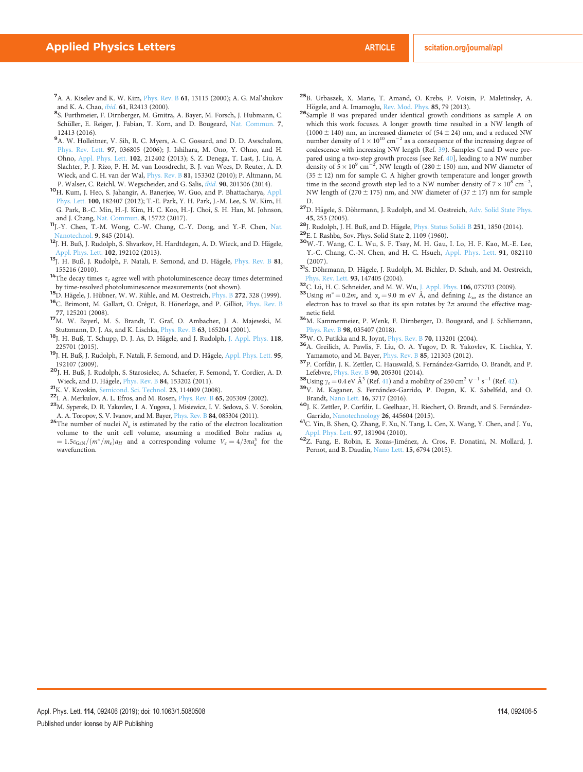[7] A. A. Kiselev and K. W. Kim, Phys. Rev. B **61**, 13115 (2000); A. G. Mal'shukov and K. A. Chao, *ibid.* **61**, R2413 (2000).

[8] S. Furthmeier, F. Dirnberger, M. Gmitra, A. Bayer, M. Forsch, J. Hubmann, C. Schüller, E. Reiger, J. Fabian, T. Korn, and D. Bougeard, Nat. Commun. **7**, 12413 (2016).

[9] A. W. Holleitner, V. Sih, R. C. Myers, A. C. Gossard, and D. D. Awschalom, Phys. Rev. Lett. **97**, 036805 (2006); J. Ishihara, M. Ono, Y. Ohno, and H. Ohno, Appl. Phys. Lett. **102**, 212402 (2013); S. Z. Denega, T. Last, J. Liu, A. Slachter, P. J. Rizo, P. H. M. van Loosdrecht, B. J. van Wees, D. Reuter, A. D. Wieck, and C. H. van der Wal, Phys. Rev. B **81**, 153302 (2010); P. Altmann, M. P. Walser, C. Reichl, W. Wegscheider, and G. Salis, *ibid.* **90**, 201306 (2014).

[10] H. Kum, J. Heo, S. Jahangir, A. Banerjee, W. Guo, and P. Bhattacharya, Appl. Phys. Lett. **100**, 182407 (2012); T.-E. Park, Y. H. Park, J.-M. Lee, S. W. Kim, H. G. Park, B.-C. Min, H.-J. Kim, H. C. Koo, H.-J. Choi, S. H. Han, M. Johnson, and J. Chang, Nat. Commun. **8**, 15722 (2017).

[11] J.-Y. Chen, T.-M. Wong, C.-W. Chang, C.-Y. Dong, and Y.-F. Chen, Nat. Nanotechnol. **9**, 845 (2014).

[12] J. H. Buß, J. Rudolph, S. Shvarkov, H. Hardtdegen, A. D. Wieck, and D. Hägele, Appl. Phys. Lett. **102**, 192102 (2013).

[13] J. H. Buß, J. Rudolph, F. Natali, F. Semond, and D. Hägele, Phys. Rev. B **81**, 155216 (2010).

[14] The decay times $\tau_c$ agree well with photoluminescence decay times determined by time-resolved photoluminescence measurements (not shown).

[15] D. Hägele, J. Hübner, W. W. Rühle, and M. Oestreich, Phys. B **272**, 328 (1999).

[16] C. Brimont, M. Gallart, O. Crégut, B. Hönerlage, and P. Gilliot, Phys. Rev. B **77**, 125201 (2008).

[17] M. W. Bayerl, M. S. Brandt, T. Graf, O. Ambacher, J. A. Majewski, M. Stutzmann, D. J. As, and K. Lischka, Phys. Rev. B **63**, 165204 (2001).

[18] J. H. Buß, T. Schupp, D. J. As, D. Hägele, and J. Rudolph, J. Appl. Phys. **118**, 225701 (2015).

[19] J. H. Buß, J. Rudolph, F. Natali, F. Semond, and D. Hägele, Appl. Phys. Lett. **95**, 192107 (2009).

[20] J. H. Buß, J. Rudolph, S. Starosielec, A. Schaefer, F. Semond, Y. Cordier, A. D. Wieck, and D. Hägele, Phys. Rev. B **84**, 153202 (2011).

[21] K. V. Kavokin, Semicond. Sci. Technol. **23**, 114009 (2008).

[22] I. A. Merkulov, A. L. Efros, and M. Rosen, Phys. Rev. B **65**, 205309 (2002).

[23] M. Syperek, D. R. Yakovlev, I. A. Yugova, J. Misiewicz, I. V. Sedova, S. V. Sorokin, A. A. Toropov, S. V. Ivanov, and M. Bayer, Phys. Rev. B **84**, 085304 (2011).

[24] The number of nuclei $N_n$ is estimated by the ratio of the electron localization volume to the unit cell volume, assuming a modified Bohr radius $a_e = 1.5\varepsilon_{\mathrm{GaN}}/(m^*/m_e)a_H$ and a corresponding volume $V_e = 4/3\pi a_e^3$ for the wavefunction.

[25] B. Urbaszek, X. Marie, T. Amand, O. Krebs, P. Voisin, P. Maletinsky, A. Högele, and A. Imamoglu, Rev. Mod. Phys. **85**, 79 (2013).

[26] Sample B was prepared under identical growth conditions as sample A on which this work focuses. A longer growth time resulted in a NW length of $(1000 \pm 140)$ nm, an increased diameter of $(54 \pm 24)$ nm, and a reduced NW number density of $1 \times 10^{10}$ cm$^{-2}$ as a consequence of the increasing degree of coalescence with increasing NW length (Ref. 39). Samples C and D were prepared using a two-step growth process [see Ref. 40], leading to a NW number density of $5 \times 10^9$ cm$^{-2}$, NW length of $(280 \pm 150)$ nm, and NW diameter of $(35 \pm 12)$ nm for sample C. A higher growth temperature and longer growth time in the second growth step led to a NW number density of $7 \times 10^8$ cm$^{-2}$, NW length of $(270 \pm 175)$ nm, and NW diameter of $(37 \pm 17)$ nm for sample D.

[27] D. Hägele, S. Döhrmann, J. Rudolph, and M. Oestreich, Adv. Solid State Phys. **45**, 253 (2005).

[28] J. Rudolph, J. H. Buß, and D. Hägele, Phys. Status Solidi B **251**, 1850 (2014).

[29] E. I. Rashba, Sov. Phys. Solid State **2**, 1109 (1960).

[30] W.-T. Wang, C. L. Wu, S. F. Tsay, M. H. Gau, I. Lo, H. F. Kao, M.-E. Lee, Y.-C. Chang, C.-N. Chen, and H. C. Hsueh, Appl. Phys. Lett. **91**, 082110 (2007).

[31] S. Döhrmann, D. Hägele, J. Rudolph, M. Bichler, D. Schuh, and M. Oestreich, Phys. Rev. Lett. **93**, 147405 (2004).

[32] C. Lü, H. C. Schneider, and M. W. Wu, J. Appl. Phys. **106**, 073703 (2009).

[33] Using $m^* = 0.2m_e$ and $\alpha_e = 9.0$ m eV Å, and defining $L_{so}$ as the distance an electron has to travel so that its spin rotates by $2\pi$ around the effective magnetic field.

[34] M. Kammermeier, P. Wenk, F. Dirnberger, D. Bougeard, and J. Schliemann, Phys. Rev. B **98**, 035407 (2018).

[35] W. O. Putikka and R. Joynt, Phys. Rev. B **70**, 113201 (2004).

[36] A. Greilich, A. Pawlis, F. Liu, O. A. Yugov, D. R. Yakovlev, K. Lischka, Y. Yamamoto, and M. Bayer, Phys. Rev. B **85**, 121303 (2012).

[37] P. Corfdir, J. K. Zettler, C. Hauswald, S. Fernández-Garrido, O. Brandt, and P. Lefebvre, Phys. Rev. B **90**, 205301 (2014).

[38] Using $\gamma_e = 0.4$ eV Å$^3$ (Ref. 41) and a mobility of 250 cm$^2$ V$^{-1}$ s$^{-1}$ (Ref. 42).

[39] V. M. Kaganer, S. Fernández-Garrido, P. Dogan, K. K. Sabelfeld, and O. Brandt, Nano Lett. **16**, 3717 (2016).

[40] J. K. Zettler, P. Corfdir, L. Geelhaar, H. Riechert, O. Brandt, and S. Fernández-Garrido, Nanotechnology **26**, 445604 (2015).

[41] C. Yin, B. Shen, Q. Zhang, F. Xu, N. Tang, L. Cen, X. Wang, Y. Chen, and J. Yu, Appl. Phys. Lett. **97**, 181904 (2010).

[42] Z. Fang, E. Robin, E. Rozas-Jiménez, A. Cros, F. Donatini, N. Mollard, J. Pernot, and B. Daudin, Nano Lett. **15**, 6794 (2015).